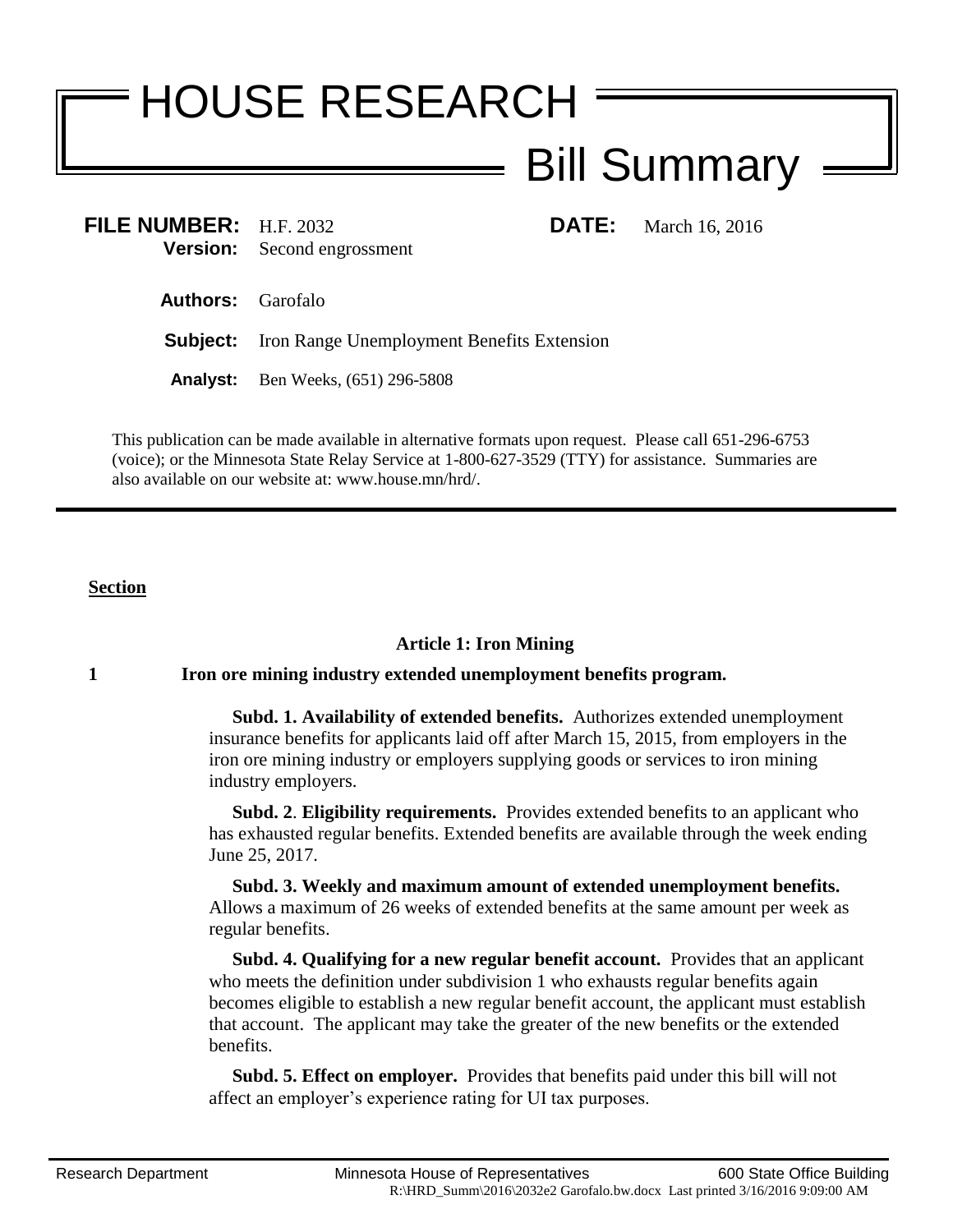# HOUSE RESEARCH

## Bill Summary

**FILE NUMBER:** H.F. 2032 **DATE:** March 16, 2016

**Version:** Second engrossment

**Authors:** Garofalo

**Subject:** Iron Range Unemployment Benefits Extension

**Analyst:** Ben Weeks, (651) 296-5808

This publication can be made available in alternative formats upon request. Please call 651-296-6753 (voice); or the Minnesota State Relay Service at 1-800-627-3529 (TTY) for assistance. Summaries are also available on our website at: www.house.mn/hrd/.

---

**Section**

### Article 1: Iron Mining

**1 Iron ore mining industry extended unemployment benefits program.**

**Subd. 1. Availability of extended benefits.** Authorizes extended unemployment insurance benefits for applicants laid off after March 15, 2015, from employers in the iron ore mining industry or employers supplying goods or services to iron mining industry employers.

**Subd. 2**. **Eligibility requirements.** Provides extended benefits to an applicant who has exhausted regular benefits. Extended benefits are available through the week ending June 25, 2017.

**Subd. 3. Weekly and maximum amount of extended unemployment benefits.** Allows a maximum of 26 weeks of extended benefits at the same amount per week as regular benefits.

**Subd. 4. Qualifying for a new regular benefit account.** Provides that an applicant who meets the definition under subdivision 1 who exhausts regular benefits again becomes eligible to establish a new regular benefit account, the applicant must establish that account. The applicant may take the greater of the new benefits or the extended benefits.

**Subd. 5. Effect on employer.** Provides that benefits paid under this bill will not affect an employer's experience rating for UI tax purposes.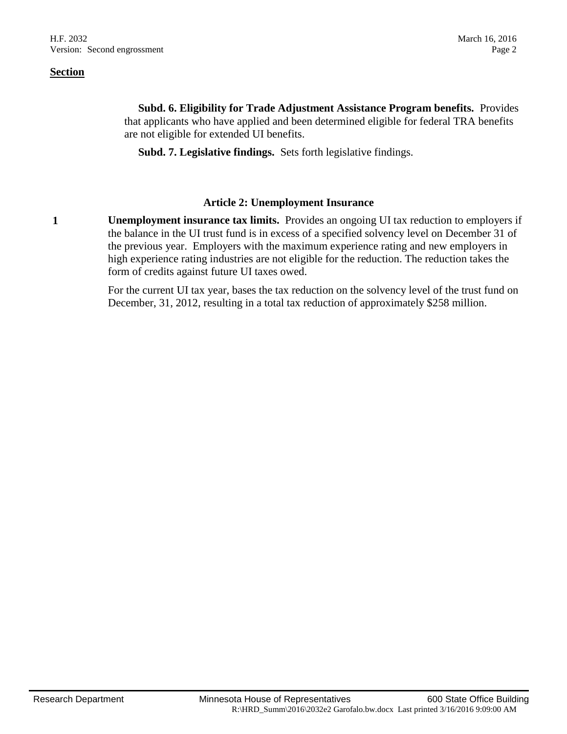**Section**

**Subd. 6. Eligibility for Trade Adjustment Assistance Program benefits.** Provides that applicants who have applied and been determined eligible for federal TRA benefits are not eligible for extended UI benefits.

**Subd. 7. Legislative findings.** Sets forth legislative findings.

### Article 2: Unemployment Insurance

**1** **Unemployment insurance tax limits.** Provides an ongoing UI tax reduction to employers if the balance in the UI trust fund is in excess of a specified solvency level on December 31 of the previous year. Employers with the maximum experience rating and new employers in high experience rating industries are not eligible for the reduction. The reduction takes the form of credits against future UI taxes owed.

For the current UI tax year, bases the tax reduction on the solvency level of the trust fund on December, 31, 2012, resulting in a total tax reduction of approximately $258 million.